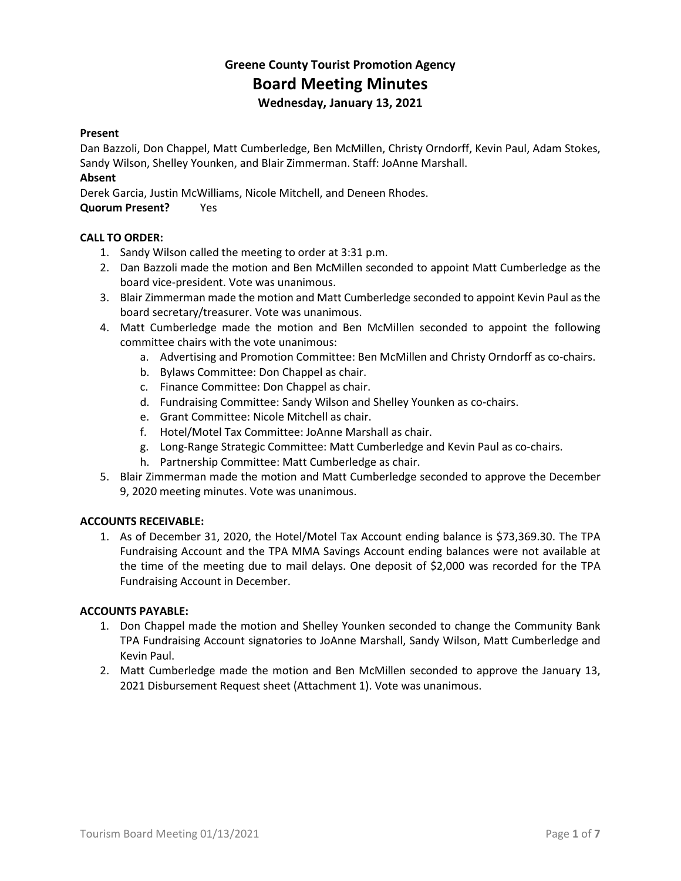# Greene County Tourist Promotion Agency

# Board Meeting Minutes

### Wednesday, January 13, 2021

**Present**

Dan Bazzoli, Don Chappel, Matt Cumberledge, Ben McMillen, Christy Orndorff, Kevin Paul, Adam Stokes, Sandy Wilson, Shelley Younken, and Blair Zimmerman. Staff: JoAnne Marshall.

**Absent**

Derek Garcia, Justin McWilliams, Nicole Mitchell, and Deneen Rhodes.

**Quorum Present?** Yes

**CALL TO ORDER:**

1. Sandy Wilson called the meeting to order at 3:31 p.m.
2. Dan Bazzoli made the motion and Ben McMillen seconded to appoint Matt Cumberledge as the board vice-president. Vote was unanimous.
3. Blair Zimmerman made the motion and Matt Cumberledge seconded to appoint Kevin Paul as the board secretary/treasurer. Vote was unanimous.
4. Matt Cumberledge made the motion and Ben McMillen seconded to appoint the following committee chairs with the vote unanimous:
   a. Advertising and Promotion Committee: Ben McMillen and Christy Orndorff as co-chairs.
   b. Bylaws Committee: Don Chappel as chair.
   c. Finance Committee: Don Chappel as chair.
   d. Fundraising Committee: Sandy Wilson and Shelley Younken as co-chairs.
   e. Grant Committee: Nicole Mitchell as chair.
   f. Hotel/Motel Tax Committee: JoAnne Marshall as chair.
   g. Long-Range Strategic Committee: Matt Cumberledge and Kevin Paul as co-chairs.
   h. Partnership Committee: Matt Cumberledge as chair.
5. Blair Zimmerman made the motion and Matt Cumberledge seconded to approve the December 9, 2020 meeting minutes. Vote was unanimous.

**ACCOUNTS RECEIVABLE:**

1. As of December 31, 2020, the Hotel/Motel Tax Account ending balance is $73,369.30. The TPA Fundraising Account and the TPA MMA Savings Account ending balances were not available at the time of the meeting due to mail delays. One deposit of $2,000 was recorded for the TPA Fundraising Account in December.

**ACCOUNTS PAYABLE:**

1. Don Chappel made the motion and Shelley Younken seconded to change the Community Bank TPA Fundraising Account signatories to JoAnne Marshall, Sandy Wilson, Matt Cumberledge and Kevin Paul.
2. Matt Cumberledge made the motion and Ben McMillen seconded to approve the January 13, 2021 Disbursement Request sheet (Attachment 1). Vote was unanimous.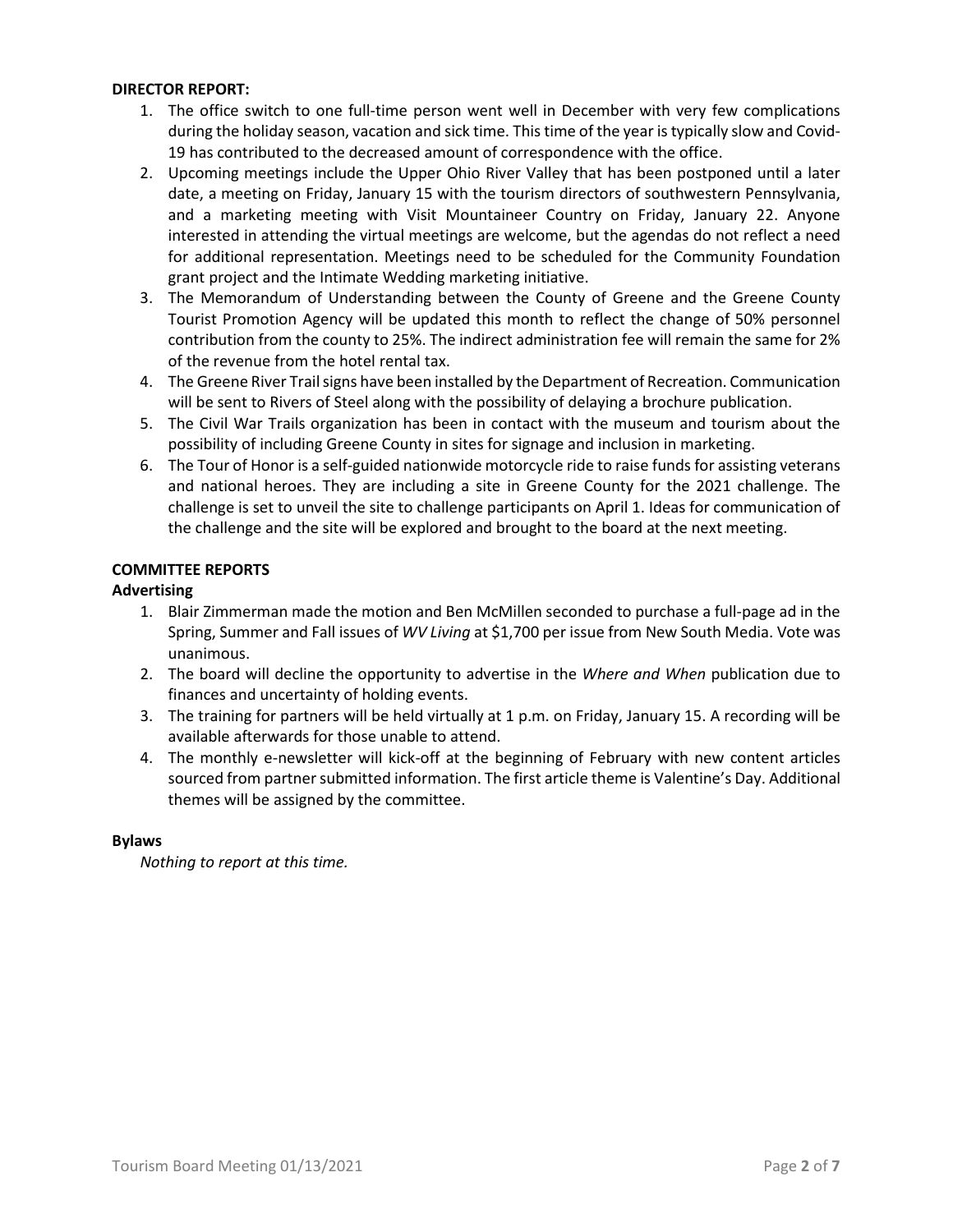**DIRECTOR REPORT:**

1. The office switch to one full-time person went well in December with very few complications during the holiday season, vacation and sick time. This time of the year is typically slow and Covid-19 has contributed to the decreased amount of correspondence with the office.
2. Upcoming meetings include the Upper Ohio River Valley that has been postponed until a later date, a meeting on Friday, January 15 with the tourism directors of southwestern Pennsylvania, and a marketing meeting with Visit Mountaineer Country on Friday, January 22. Anyone interested in attending the virtual meetings are welcome, but the agendas do not reflect a need for additional representation. Meetings need to be scheduled for the Community Foundation grant project and the Intimate Wedding marketing initiative.
3. The Memorandum of Understanding between the County of Greene and the Greene County Tourist Promotion Agency will be updated this month to reflect the change of 50% personnel contribution from the county to 25%. The indirect administration fee will remain the same for 2% of the revenue from the hotel rental tax.
4. The Greene River Trail signs have been installed by the Department of Recreation. Communication will be sent to Rivers of Steel along with the possibility of delaying a brochure publication.
5. The Civil War Trails organization has been in contact with the museum and tourism about the possibility of including Greene County in sites for signage and inclusion in marketing.
6. The Tour of Honor is a self-guided nationwide motorcycle ride to raise funds for assisting veterans and national heroes. They are including a site in Greene County for the 2021 challenge. The challenge is set to unveil the site to challenge participants on April 1. Ideas for communication of the challenge and the site will be explored and brought to the board at the next meeting.

**COMMITTEE REPORTS**

**Advertising**

1. Blair Zimmerman made the motion and Ben McMillen seconded to purchase a full-page ad in the Spring, Summer and Fall issues of *WV Living* at $1,700 per issue from New South Media. Vote was unanimous.
2. The board will decline the opportunity to advertise in the *Where and When* publication due to finances and uncertainty of holding events.
3. The training for partners will be held virtually at 1 p.m. on Friday, January 15. A recording will be available afterwards for those unable to attend.
4. The monthly e-newsletter will kick-off at the beginning of February with new content articles sourced from partner submitted information. The first article theme is Valentine's Day. Additional themes will be assigned by the committee.

**Bylaws**

*Nothing to report at this time.*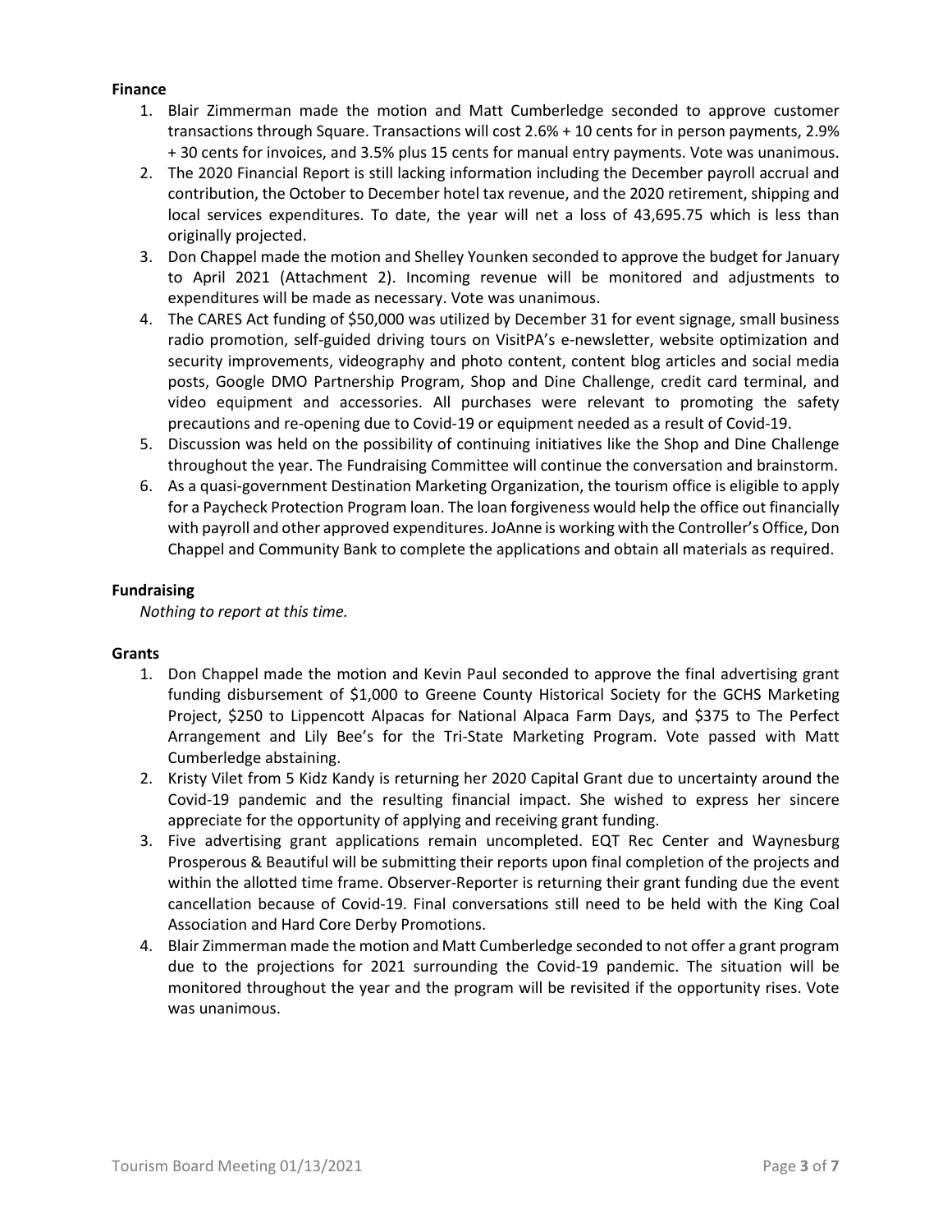**Finance**

1. Blair Zimmerman made the motion and Matt Cumberledge seconded to approve customer transactions through Square. Transactions will cost 2.6% + 10 cents for in person payments, 2.9% + 30 cents for invoices, and 3.5% plus 15 cents for manual entry payments. Vote was unanimous.
2. The 2020 Financial Report is still lacking information including the December payroll accrual and contribution, the October to December hotel tax revenue, and the 2020 retirement, shipping and local services expenditures. To date, the year will net a loss of 43,695.75 which is less than originally projected.
3. Don Chappel made the motion and Shelley Younken seconded to approve the budget for January to April 2021 (Attachment 2). Incoming revenue will be monitored and adjustments to expenditures will be made as necessary. Vote was unanimous.
4. The CARES Act funding of $50,000 was utilized by December 31 for event signage, small business radio promotion, self-guided driving tours on VisitPA's e-newsletter, website optimization and security improvements, videography and photo content, content blog articles and social media posts, Google DMO Partnership Program, Shop and Dine Challenge, credit card terminal, and video equipment and accessories. All purchases were relevant to promoting the safety precautions and re-opening due to Covid-19 or equipment needed as a result of Covid-19.
5. Discussion was held on the possibility of continuing initiatives like the Shop and Dine Challenge throughout the year. The Fundraising Committee will continue the conversation and brainstorm.
6. As a quasi-government Destination Marketing Organization, the tourism office is eligible to apply for a Paycheck Protection Program loan. The loan forgiveness would help the office out financially with payroll and other approved expenditures. JoAnne is working with the Controller's Office, Don Chappel and Community Bank to complete the applications and obtain all materials as required.

**Fundraising**

*Nothing to report at this time.*

**Grants**

1. Don Chappel made the motion and Kevin Paul seconded to approve the final advertising grant funding disbursement of $1,000 to Greene County Historical Society for the GCHS Marketing Project, $250 to Lippencott Alpacas for National Alpaca Farm Days, and $375 to The Perfect Arrangement and Lily Bee's for the Tri-State Marketing Program. Vote passed with Matt Cumberledge abstaining.
2. Kristy Vilet from 5 Kidz Kandy is returning her 2020 Capital Grant due to uncertainty around the Covid-19 pandemic and the resulting financial impact. She wished to express her sincere appreciate for the opportunity of applying and receiving grant funding.
3. Five advertising grant applications remain uncompleted. EQT Rec Center and Waynesburg Prosperous & Beautiful will be submitting their reports upon final completion of the projects and within the allotted time frame. Observer-Reporter is returning their grant funding due the event cancellation because of Covid-19. Final conversations still need to be held with the King Coal Association and Hard Core Derby Promotions.
4. Blair Zimmerman made the motion and Matt Cumberledge seconded to not offer a grant program due to the projections for 2021 surrounding the Covid-19 pandemic. The situation will be monitored throughout the year and the program will be revisited if the opportunity rises. Vote was unanimous.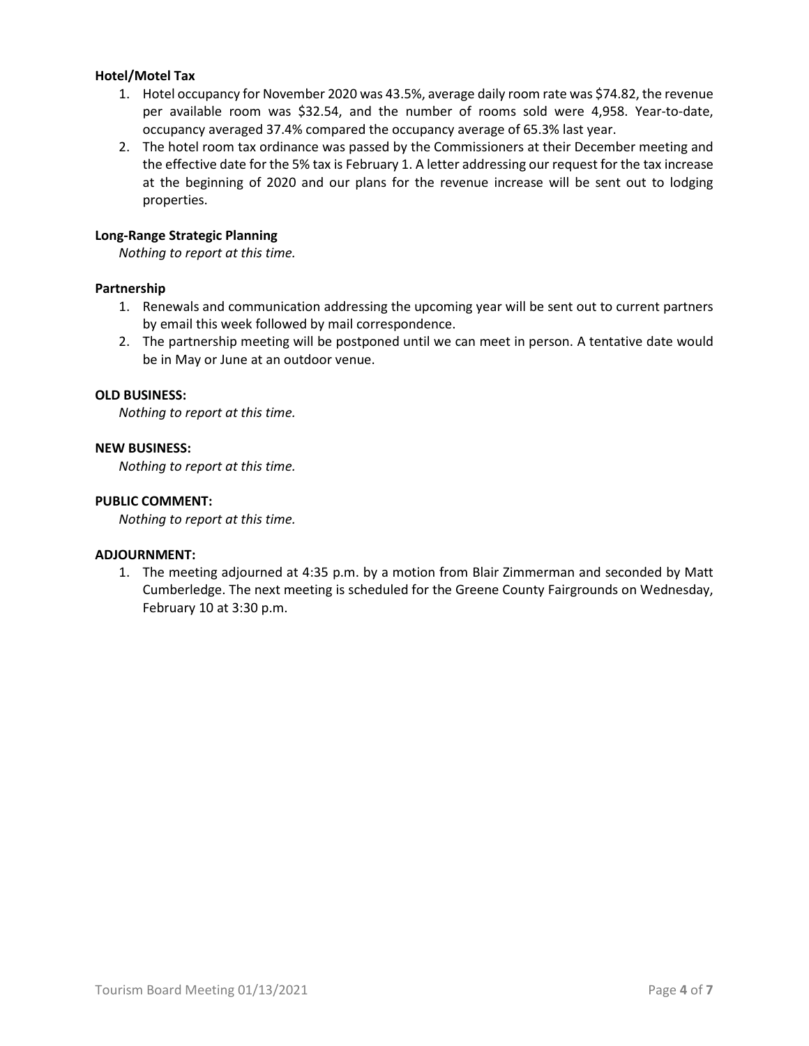**Hotel/Motel Tax**

1. Hotel occupancy for November 2020 was 43.5%, average daily room rate was $74.82, the revenue per available room was $32.54, and the number of rooms sold were 4,958. Year-to-date, occupancy averaged 37.4% compared the occupancy average of 65.3% last year.
2. The hotel room tax ordinance was passed by the Commissioners at their December meeting and the effective date for the 5% tax is February 1. A letter addressing our request for the tax increase at the beginning of 2020 and our plans for the revenue increase will be sent out to lodging properties.

**Long-Range Strategic Planning**

*Nothing to report at this time.*

**Partnership**

1. Renewals and communication addressing the upcoming year will be sent out to current partners by email this week followed by mail correspondence.
2. The partnership meeting will be postponed until we can meet in person. A tentative date would be in May or June at an outdoor venue.

**OLD BUSINESS:**

*Nothing to report at this time.*

**NEW BUSINESS:**

*Nothing to report at this time.*

**PUBLIC COMMENT:**

*Nothing to report at this time.*

**ADJOURNMENT:**

1. The meeting adjourned at 4:35 p.m. by a motion from Blair Zimmerman and seconded by Matt Cumberledge. The next meeting is scheduled for the Greene County Fairgrounds on Wednesday, February 10 at 3:30 p.m.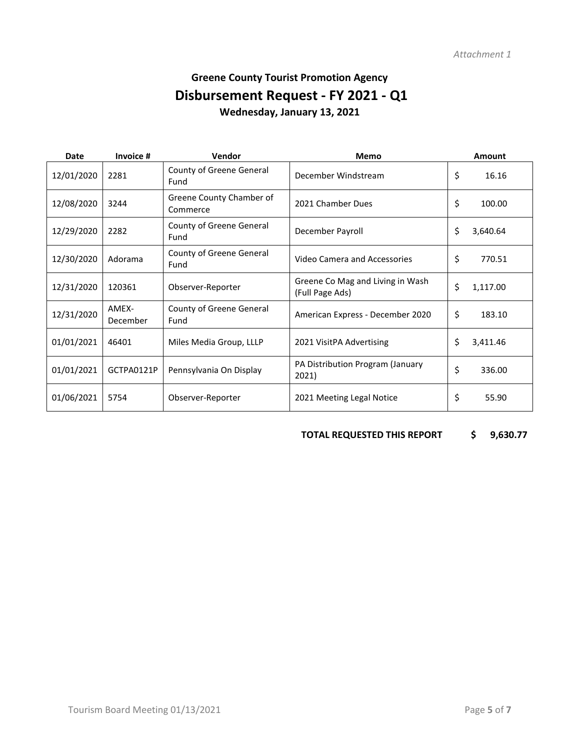*Attachment 1*

# Greene County Tourist Promotion Agency

## Disbursement Request - FY 2021 - Q1

### Wednesday, January 13, 2021

| Date | Invoice # | Vendor | Memo | Amount |
|---|---|---|---|---|
| 12/01/2020 | 2281 | County of Greene General Fund | December Windstream | $ 16.16 |
| 12/08/2020 | 3244 | Greene County Chamber of Commerce | 2021 Chamber Dues | $ 100.00 |
| 12/29/2020 | 2282 | County of Greene General Fund | December Payroll | $ 3,640.64 |
| 12/30/2020 | Adorama | County of Greene General Fund | Video Camera and Accessories | $ 770.51 |
| 12/31/2020 | 120361 | Observer-Reporter | Greene Co Mag and Living in Wash (Full Page Ads) | $ 1,117.00 |
| 12/31/2020 | AMEX-December | County of Greene General Fund | American Express - December 2020 | $ 183.10 |
| 01/01/2021 | 46401 | Miles Media Group, LLLP | 2021 VisitPA Advertising | $ 3,411.46 |
| 01/01/2021 | GCTPA0121P | Pennsylvania On Display | PA Distribution Program (January 2021) | $ 336.00 |
| 01/06/2021 | 5754 | Observer-Reporter | 2021 Meeting Legal Notice | $ 55.90 |

**TOTAL REQUESTED THIS REPORT $ 9,630.77**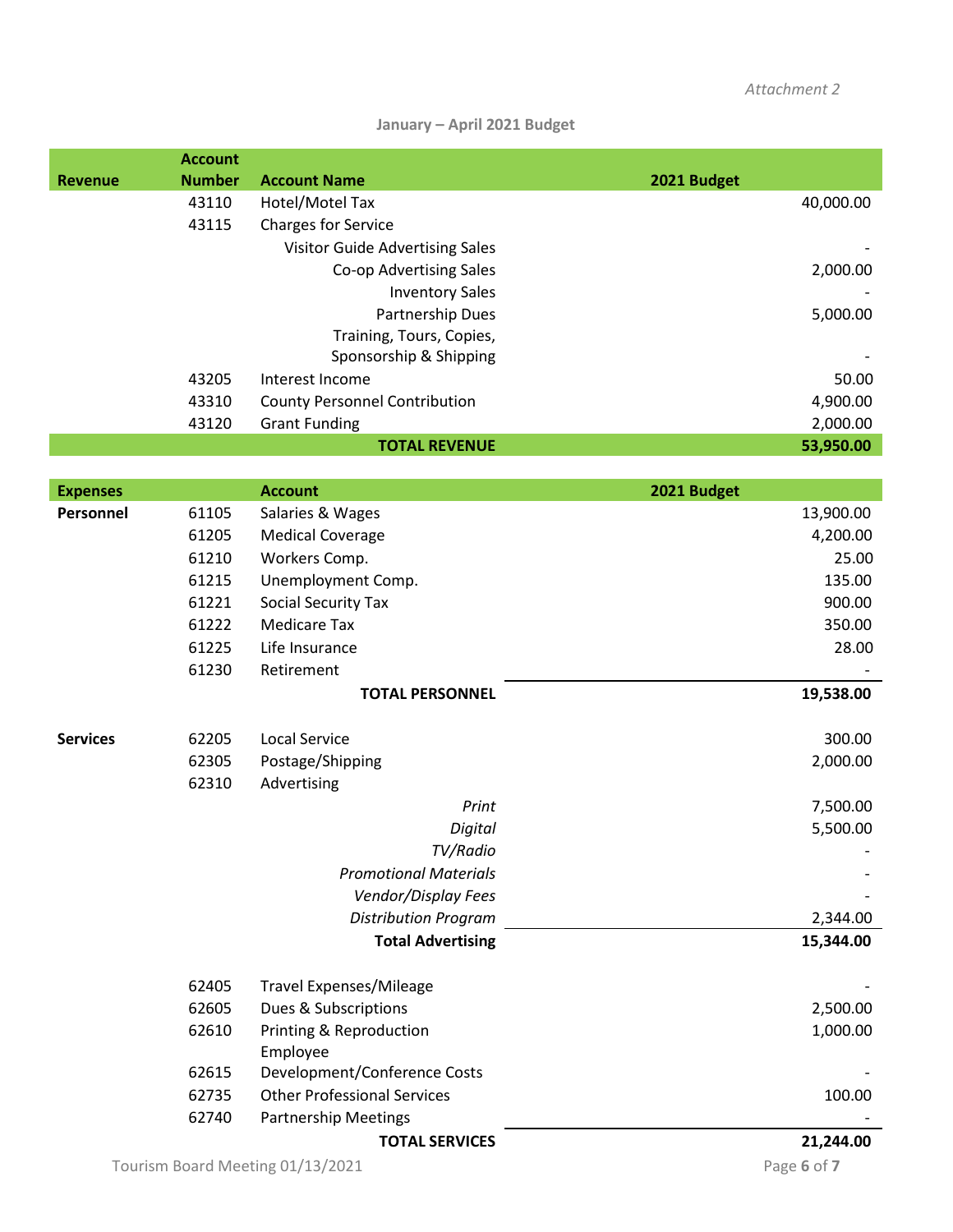*Attachment 2*

**January – April 2021 Budget**

| Revenue | Account Number | Account Name | 2021 Budget |
|---|---|---|---|
| | 43110 | Hotel/Motel Tax | 40,000.00 |
| | 43115 | Charges for Service | |
| | | Visitor Guide Advertising Sales | - |
| | | Co-op Advertising Sales | 2,000.00 |
| | | Inventory Sales | - |
| | | Partnership Dues | 5,000.00 |
| | | Training, Tours, Copies, Sponsorship & Shipping | - |
| | 43205 | Interest Income | 50.00 |
| | 43310 | County Personnel Contribution | 4,900.00 |
| | 43120 | Grant Funding | 2,000.00 |
| | | **TOTAL REVENUE** | **53,950.00** |

| Expenses | | Account | 2021 Budget |
|---|---|---|---|
| **Personnel** | 61105 | Salaries & Wages | 13,900.00 |
| | 61205 | Medical Coverage | 4,200.00 |
| | 61210 | Workers Comp. | 25.00 |
| | 61215 | Unemployment Comp. | 135.00 |
| | 61221 | Social Security Tax | 900.00 |
| | 61222 | Medicare Tax | 350.00 |
| | 61225 | Life Insurance | 28.00 |
| | 61230 | Retirement | - |
| | | **TOTAL PERSONNEL** | **19,538.00** |
| **Services** | 62205 | Local Service | 300.00 |
| | 62305 | Postage/Shipping | 2,000.00 |
| | 62310 | Advertising | |
| | | *Print* | 7,500.00 |
| | | *Digital* | 5,500.00 |
| | | *TV/Radio* | - |
| | | *Promotional Materials* | - |
| | | *Vendor/Display Fees* | - |
| | | *Distribution Program* | 2,344.00 |
| | | **Total Advertising** | **15,344.00** |
| | 62405 | Travel Expenses/Mileage | - |
| | 62605 | Dues & Subscriptions | 2,500.00 |
| | 62610 | Printing & Reproduction | 1,000.00 |
| | 62615 | Employee Development/Conference Costs | - |
| | 62735 | Other Professional Services | 100.00 |
| | 62740 | Partnership Meetings | - |
| | | **TOTAL SERVICES** | **21,244.00** |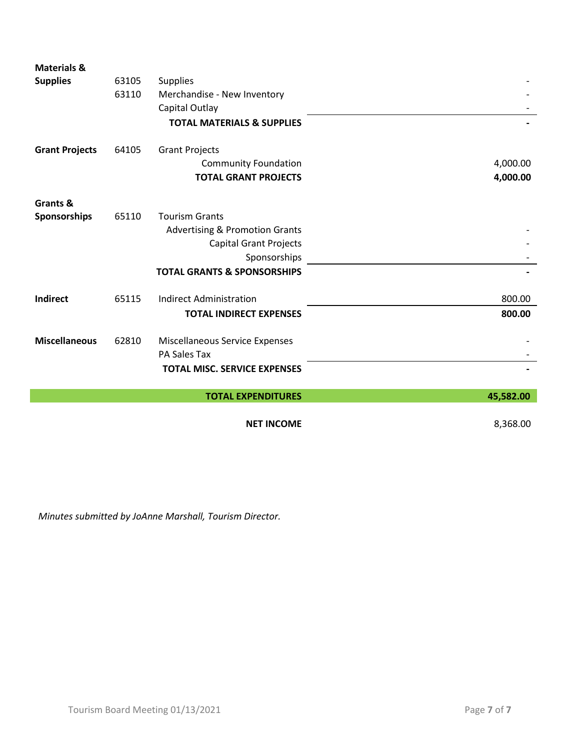| | | | |
|---|---|---|---|
| **Materials & Supplies** | 63105 | Supplies | - |
| | 63110 | Merchandise - New Inventory | - |
| | | Capital Outlay | - |
| | | **TOTAL MATERIALS & SUPPLIES** | **-** |
| **Grant Projects** | 64105 | Grant Projects | |
| | | Community Foundation | 4,000.00 |
| | | **TOTAL GRANT PROJECTS** | **4,000.00** |
| **Grants & Sponsorships** | 65110 | Tourism Grants | |
| | | Advertising & Promotion Grants | - |
| | | Capital Grant Projects | - |
| | | Sponsorships | - |
| | | **TOTAL GRANTS & SPONSORSHIPS** | **-** |
| **Indirect** | 65115 | Indirect Administration | 800.00 |
| | | **TOTAL INDIRECT EXPENSES** | **800.00** |
| **Miscellaneous** | 62810 | Miscellaneous Service Expenses | - |
| | | PA Sales Tax | - |
| | | **TOTAL MISC. SERVICE EXPENSES** | **-** |
| | | **TOTAL EXPENDITURES** | **45,582.00** |
| | | **NET INCOME** | 8,368.00 |

*Minutes submitted by JoAnne Marshall, Tourism Director.*